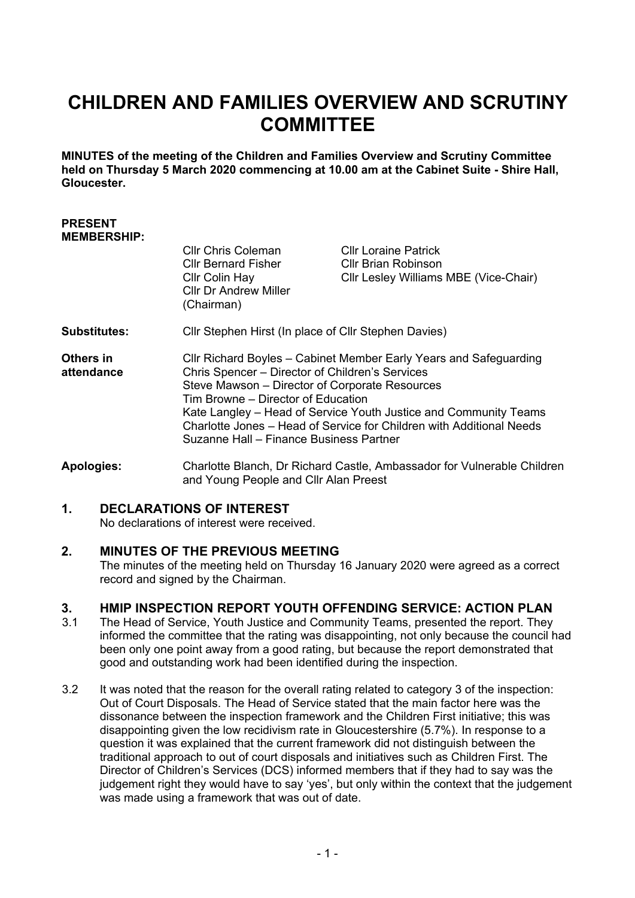# CHILDREN AND FAMILIES OVERVIEW AND SCRUTINY COMMITTEE

**MINUTES of the meeting of the Children and Families Overview and Scrutiny Committee held on Thursday 5 March 2020 commencing at 10.00 am at the Cabinet Suite - Shire Hall, Gloucester.**

**PRESENT MEMBERSHIP:**

| | |
|---|---|
| Cllr Chris Coleman | Cllr Loraine Patrick |
| Cllr Bernard Fisher | Cllr Brian Robinson |
| Cllr Colin Hay | Cllr Lesley Williams MBE (Vice-Chair) |
| Cllr Dr Andrew Miller (Chairman) | |

**Substitutes:** Cllr Stephen Hirst (In place of Cllr Stephen Davies)

**Others in attendance**

Cllr Richard Boyles – Cabinet Member Early Years and Safeguarding
Chris Spencer – Director of Children's Services
Steve Mawson – Director of Corporate Resources
Tim Browne – Director of Education
Kate Langley – Head of Service Youth Justice and Community Teams
Charlotte Jones – Head of Service for Children with Additional Needs
Suzanne Hall – Finance Business Partner

**Apologies:** Charlotte Blanch, Dr Richard Castle, Ambassador for Vulnerable Children and Young People and Cllr Alan Preest

## 1. DECLARATIONS OF INTEREST

No declarations of interest were received.

## 2. MINUTES OF THE PREVIOUS MEETING

The minutes of the meeting held on Thursday 16 January 2020 were agreed as a correct record and signed by the Chairman.

## 3. HMIP INSPECTION REPORT YOUTH OFFENDING SERVICE: ACTION PLAN

3.1 The Head of Service, Youth Justice and Community Teams, presented the report. They informed the committee that the rating was disappointing, not only because the council had been only one point away from a good rating, but because the report demonstrated that good and outstanding work had been identified during the inspection.

3.2 It was noted that the reason for the overall rating related to category 3 of the inspection: Out of Court Disposals. The Head of Service stated that the main factor here was the dissonance between the inspection framework and the Children First initiative; this was disappointing given the low recidivism rate in Gloucestershire (5.7%). In response to a question it was explained that the current framework did not distinguish between the traditional approach to out of court disposals and initiatives such as Children First. The Director of Children's Services (DCS) informed members that if they had to say was the judgement right they would have to say 'yes', but only within the context that the judgement was made using a framework that was out of date.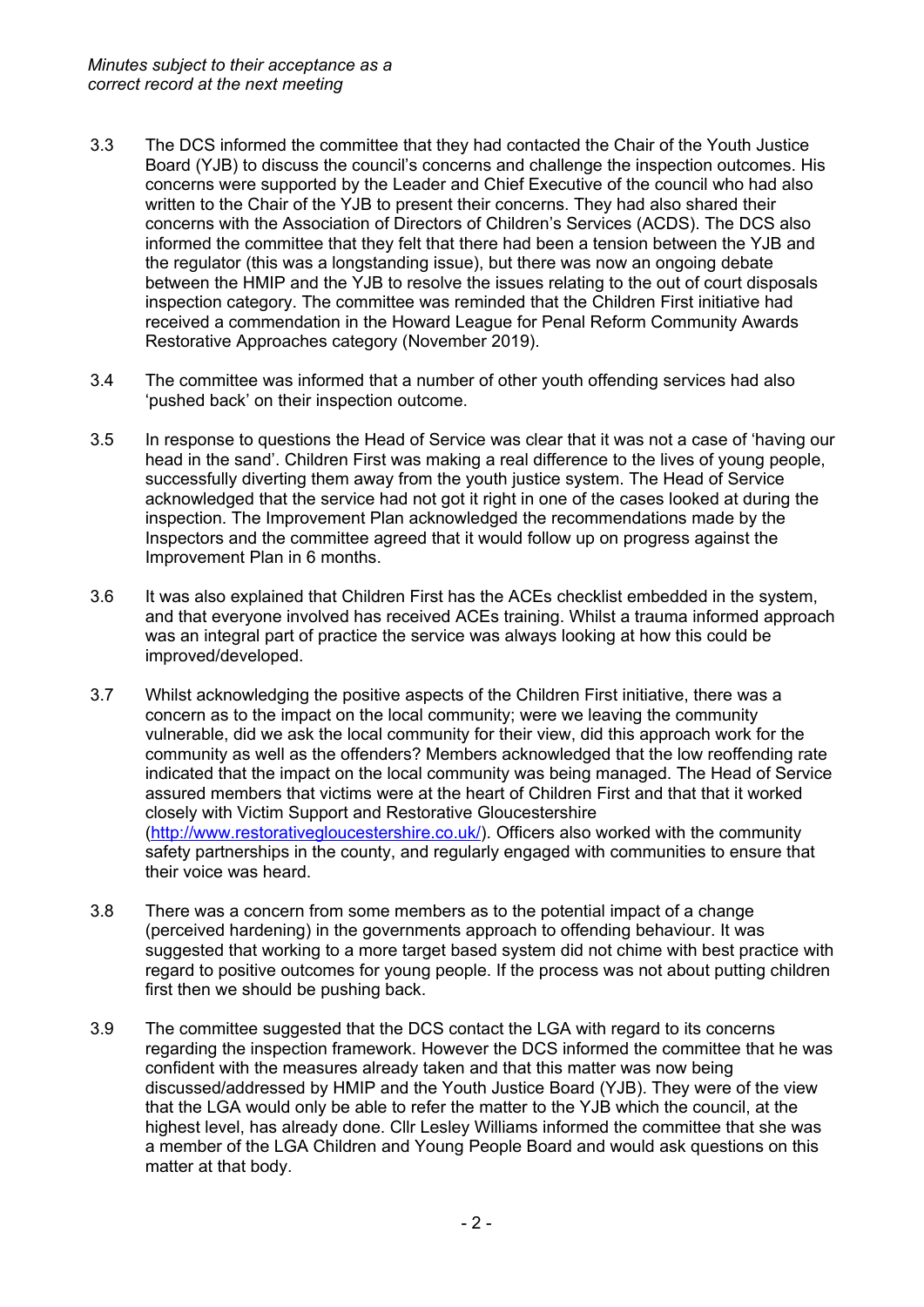*Minutes subject to their acceptance as a correct record at the next meeting*

3.3 The DCS informed the committee that they had contacted the Chair of the Youth Justice Board (YJB) to discuss the council's concerns and challenge the inspection outcomes. His concerns were supported by the Leader and Chief Executive of the council who had also written to the Chair of the YJB to present their concerns. They had also shared their concerns with the Association of Directors of Children's Services (ACDS). The DCS also informed the committee that they felt that there had been a tension between the YJB and the regulator (this was a longstanding issue), but there was now an ongoing debate between the HMIP and the YJB to resolve the issues relating to the out of court disposals inspection category. The committee was reminded that the Children First initiative had received a commendation in the Howard League for Penal Reform Community Awards Restorative Approaches category (November 2019).

3.4 The committee was informed that a number of other youth offending services had also 'pushed back' on their inspection outcome.

3.5 In response to questions the Head of Service was clear that it was not a case of 'having our head in the sand'. Children First was making a real difference to the lives of young people, successfully diverting them away from the youth justice system. The Head of Service acknowledged that the service had not got it right in one of the cases looked at during the inspection. The Improvement Plan acknowledged the recommendations made by the Inspectors and the committee agreed that it would follow up on progress against the Improvement Plan in 6 months.

3.6 It was also explained that Children First has the ACEs checklist embedded in the system, and that everyone involved has received ACEs training. Whilst a trauma informed approach was an integral part of practice the service was always looking at how this could be improved/developed.

3.7 Whilst acknowledging the positive aspects of the Children First initiative, there was a concern as to the impact on the local community; were we leaving the community vulnerable, did we ask the local community for their view, did this approach work for the community as well as the offenders? Members acknowledged that the low reoffending rate indicated that the impact on the local community was being managed. The Head of Service assured members that victims were at the heart of Children First and that that it worked closely with Victim Support and Restorative Gloucestershire (http://www.restorativegloucestershire.co.uk/). Officers also worked with the community safety partnerships in the county, and regularly engaged with communities to ensure that their voice was heard.

3.8 There was a concern from some members as to the potential impact of a change (perceived hardening) in the governments approach to offending behaviour. It was suggested that working to a more target based system did not chime with best practice with regard to positive outcomes for young people. If the process was not about putting children first then we should be pushing back.

3.9 The committee suggested that the DCS contact the LGA with regard to its concerns regarding the inspection framework. However the DCS informed the committee that he was confident with the measures already taken and that this matter was now being discussed/addressed by HMIP and the Youth Justice Board (YJB). They were of the view that the LGA would only be able to refer the matter to the YJB which the council, at the highest level, has already done. Cllr Lesley Williams informed the committee that she was a member of the LGA Children and Young People Board and would ask questions on this matter at that body.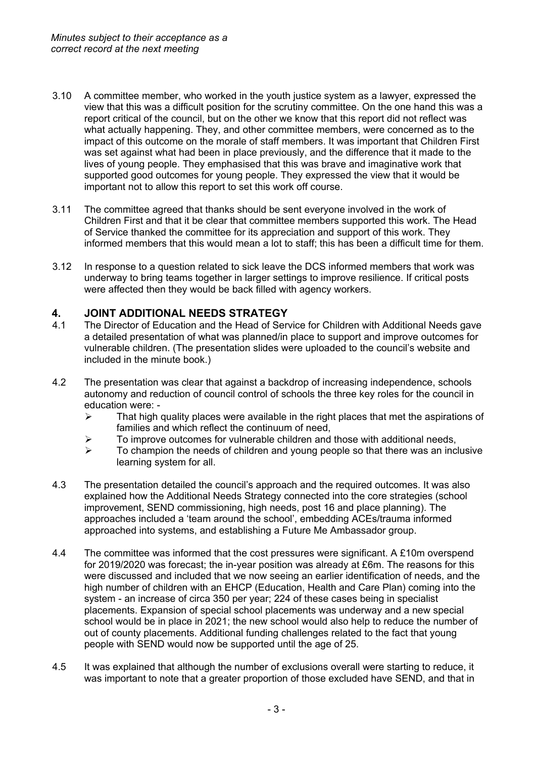*Minutes subject to their acceptance as a correct record at the next meeting*

3.10 A committee member, who worked in the youth justice system as a lawyer, expressed the view that this was a difficult position for the scrutiny committee. On the one hand this was a report critical of the council, but on the other we know that this report did not reflect was what actually happening. They, and other committee members, were concerned as to the impact of this outcome on the morale of staff members. It was important that Children First was set against what had been in place previously, and the difference that it made to the lives of young people. They emphasised that this was brave and imaginative work that supported good outcomes for young people. They expressed the view that it would be important not to allow this report to set this work off course.

3.11 The committee agreed that thanks should be sent everyone involved in the work of Children First and that it be clear that committee members supported this work. The Head of Service thanked the committee for its appreciation and support of this work. They informed members that this would mean a lot to staff; this has been a difficult time for them.

3.12 In response to a question related to sick leave the DCS informed members that work was underway to bring teams together in larger settings to improve resilience. If critical posts were affected then they would be back filled with agency workers.

## 4. JOINT ADDITIONAL NEEDS STRATEGY

4.1 The Director of Education and the Head of Service for Children with Additional Needs gave a detailed presentation of what was planned/in place to support and improve outcomes for vulnerable children. (The presentation slides were uploaded to the council's website and included in the minute book.)

4.2 The presentation was clear that against a backdrop of increasing independence, schools autonomy and reduction of council control of schools the three key roles for the council in education were: -

- That high quality places were available in the right places that met the aspirations of families and which reflect the continuum of need,
- To improve outcomes for vulnerable children and those with additional needs,
- To champion the needs of children and young people so that there was an inclusive learning system for all.

4.3 The presentation detailed the council's approach and the required outcomes. It was also explained how the Additional Needs Strategy connected into the core strategies (school improvement, SEND commissioning, high needs, post 16 and place planning). The approaches included a 'team around the school', embedding ACEs/trauma informed approached into systems, and establishing a Future Me Ambassador group.

4.4 The committee was informed that the cost pressures were significant. A £10m overspend for 2019/2020 was forecast; the in-year position was already at £6m. The reasons for this were discussed and included that we now seeing an earlier identification of needs, and the high number of children with an EHCP (Education, Health and Care Plan) coming into the system - an increase of circa 350 per year; 224 of these cases being in specialist placements. Expansion of special school placements was underway and a new special school would be in place in 2021; the new school would also help to reduce the number of out of county placements. Additional funding challenges related to the fact that young people with SEND would now be supported until the age of 25.

4.5 It was explained that although the number of exclusions overall were starting to reduce, it was important to note that a greater proportion of those excluded have SEND, and that in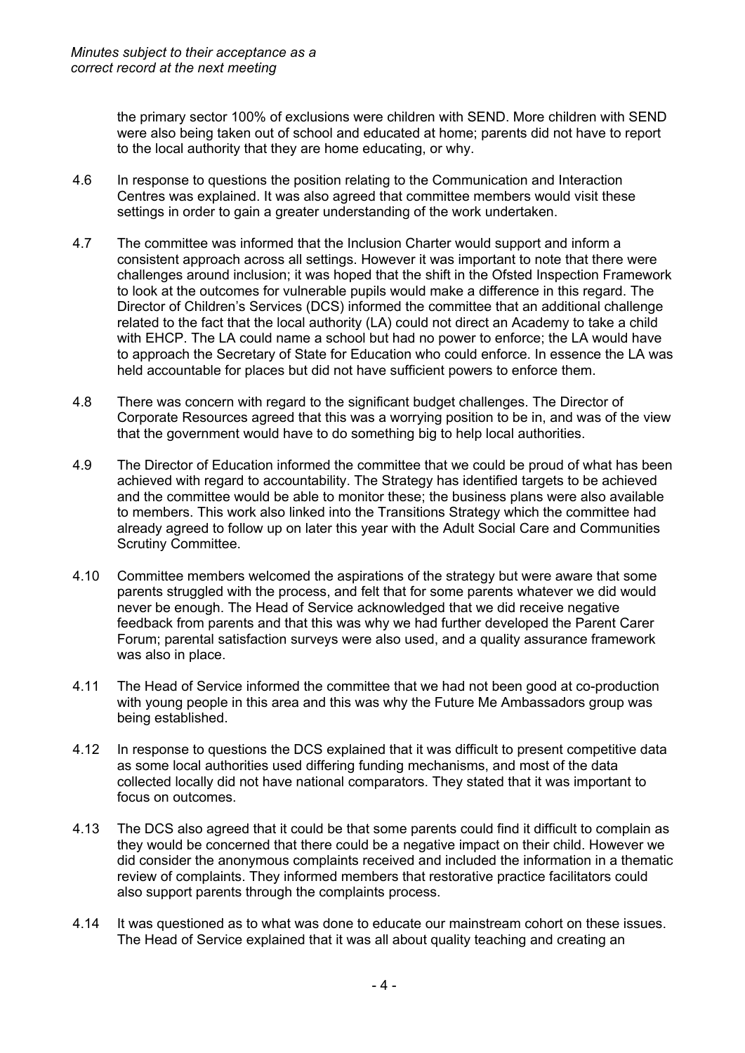the primary sector 100% of exclusions were children with SEND. More children with SEND were also being taken out of school and educated at home; parents did not have to report to the local authority that they are home educating, or why.

4.6 In response to questions the position relating to the Communication and Interaction Centres was explained. It was also agreed that committee members would visit these settings in order to gain a greater understanding of the work undertaken.

4.7 The committee was informed that the Inclusion Charter would support and inform a consistent approach across all settings. However it was important to note that there were challenges around inclusion; it was hoped that the shift in the Ofsted Inspection Framework to look at the outcomes for vulnerable pupils would make a difference in this regard. The Director of Children's Services (DCS) informed the committee that an additional challenge related to the fact that the local authority (LA) could not direct an Academy to take a child with EHCP. The LA could name a school but had no power to enforce; the LA would have to approach the Secretary of State for Education who could enforce. In essence the LA was held accountable for places but did not have sufficient powers to enforce them.

4.8 There was concern with regard to the significant budget challenges. The Director of Corporate Resources agreed that this was a worrying position to be in, and was of the view that the government would have to do something big to help local authorities.

4.9 The Director of Education informed the committee that we could be proud of what has been achieved with regard to accountability. The Strategy has identified targets to be achieved and the committee would be able to monitor these; the business plans were also available to members. This work also linked into the Transitions Strategy which the committee had already agreed to follow up on later this year with the Adult Social Care and Communities Scrutiny Committee.

4.10 Committee members welcomed the aspirations of the strategy but were aware that some parents struggled with the process, and felt that for some parents whatever we did would never be enough. The Head of Service acknowledged that we did receive negative feedback from parents and that this was why we had further developed the Parent Carer Forum; parental satisfaction surveys were also used, and a quality assurance framework was also in place.

4.11 The Head of Service informed the committee that we had not been good at co-production with young people in this area and this was why the Future Me Ambassadors group was being established.

4.12 In response to questions the DCS explained that it was difficult to present competitive data as some local authorities used differing funding mechanisms, and most of the data collected locally did not have national comparators. They stated that it was important to focus on outcomes.

4.13 The DCS also agreed that it could be that some parents could find it difficult to complain as they would be concerned that there could be a negative impact on their child. However we did consider the anonymous complaints received and included the information in a thematic review of complaints. They informed members that restorative practice facilitators could also support parents through the complaints process.

4.14 It was questioned as to what was done to educate our mainstream cohort on these issues. The Head of Service explained that it was all about quality teaching and creating an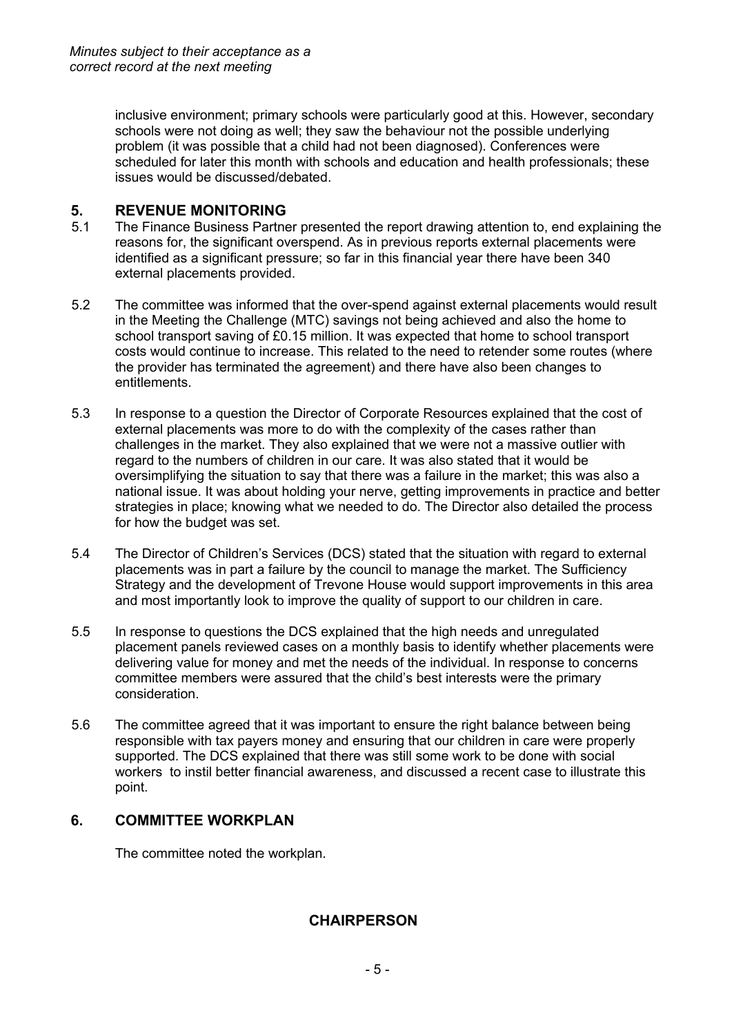*Minutes subject to their acceptance as a correct record at the next meeting*

inclusive environment; primary schools were particularly good at this. However, secondary schools were not doing as well; they saw the behaviour not the possible underlying problem (it was possible that a child had not been diagnosed). Conferences were scheduled for later this month with schools and education and health professionals; these issues would be discussed/debated.

## 5. REVENUE MONITORING

5.1 The Finance Business Partner presented the report drawing attention to, end explaining the reasons for, the significant overspend. As in previous reports external placements were identified as a significant pressure; so far in this financial year there have been 340 external placements provided.

5.2 The committee was informed that the over-spend against external placements would result in the Meeting the Challenge (MTC) savings not being achieved and also the home to school transport saving of £0.15 million. It was expected that home to school transport costs would continue to increase. This related to the need to retender some routes (where the provider has terminated the agreement) and there have also been changes to entitlements.

5.3 In response to a question the Director of Corporate Resources explained that the cost of external placements was more to do with the complexity of the cases rather than challenges in the market. They also explained that we were not a massive outlier with regard to the numbers of children in our care. It was also stated that it would be oversimplifying the situation to say that there was a failure in the market; this was also a national issue. It was about holding your nerve, getting improvements in practice and better strategies in place; knowing what we needed to do. The Director also detailed the process for how the budget was set.

5.4 The Director of Children's Services (DCS) stated that the situation with regard to external placements was in part a failure by the council to manage the market. The Sufficiency Strategy and the development of Trevone House would support improvements in this area and most importantly look to improve the quality of support to our children in care.

5.5 In response to questions the DCS explained that the high needs and unregulated placement panels reviewed cases on a monthly basis to identify whether placements were delivering value for money and met the needs of the individual. In response to concerns committee members were assured that the child's best interests were the primary consideration.

5.6 The committee agreed that it was important to ensure the right balance between being responsible with tax payers money and ensuring that our children in care were properly supported. The DCS explained that there was still some work to be done with social workers to instil better financial awareness, and discussed a recent case to illustrate this point.

## 6. COMMITTEE WORKPLAN

The committee noted the workplan.

**CHAIRPERSON**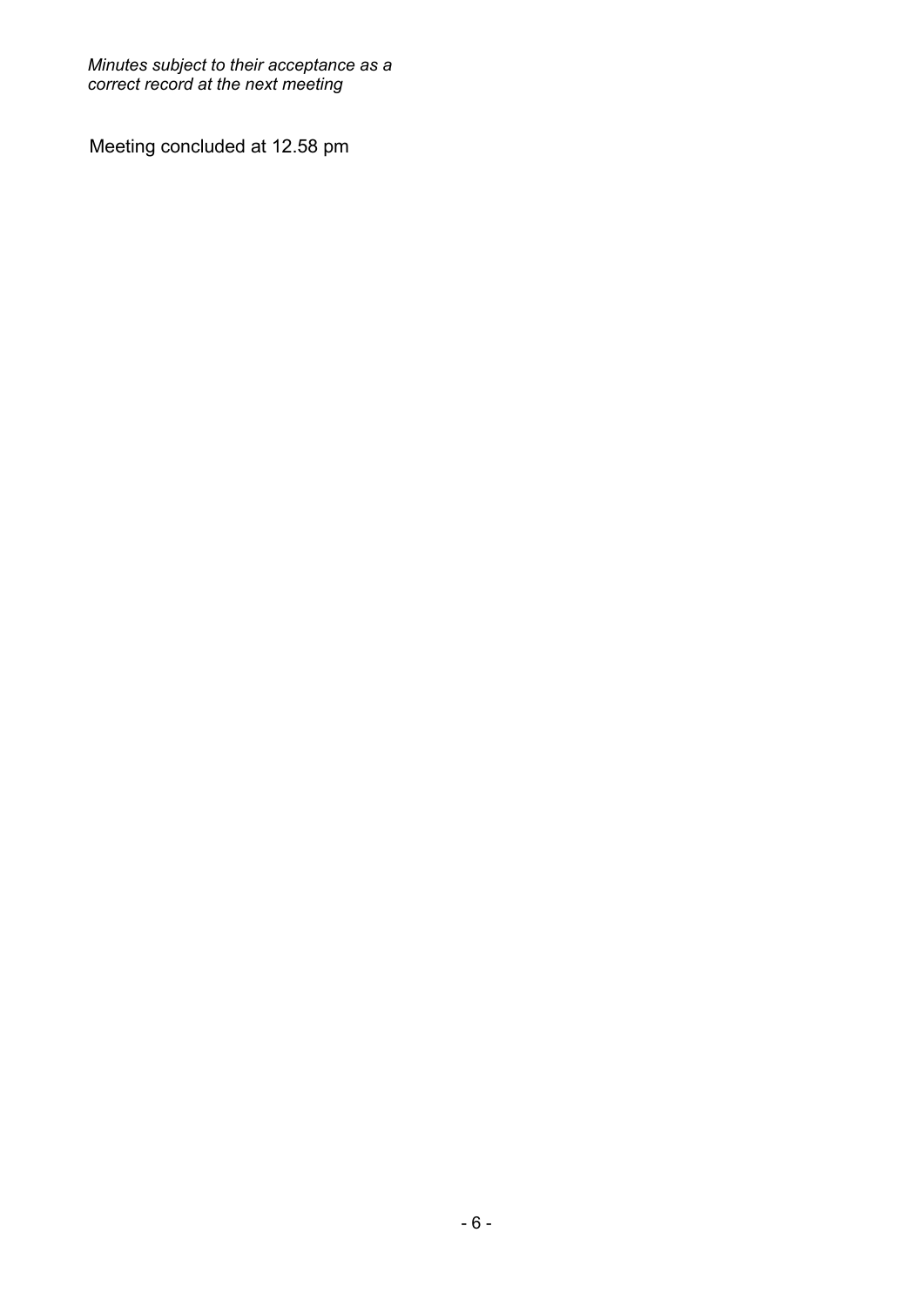*Minutes subject to their acceptance as a correct record at the next meeting*

Meeting concluded at 12.58 pm